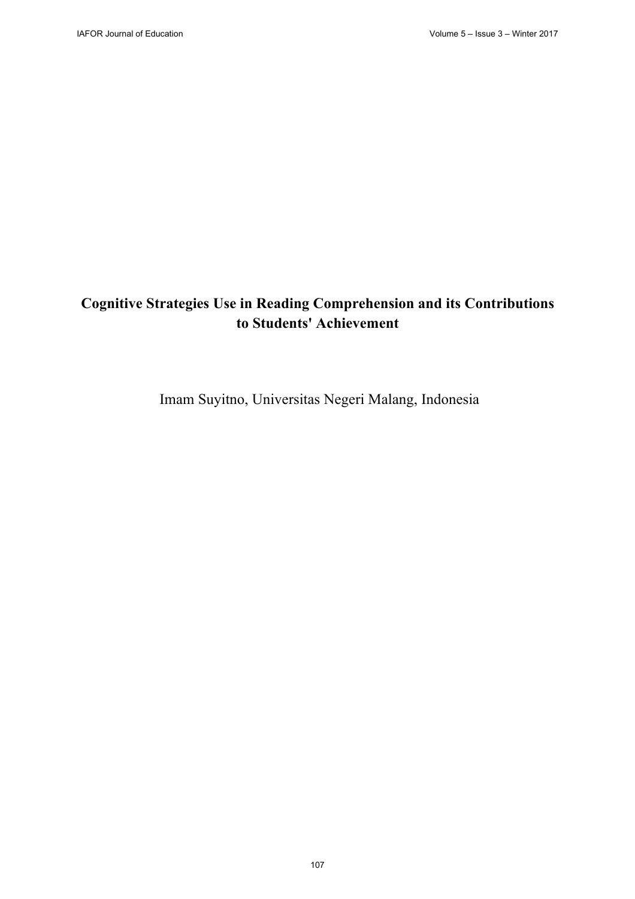# Cognitive Strategies Use in Reading Comprehension and its Contributions to Students' Achievement

Imam Suyitno, Universitas Negeri Malang, Indonesia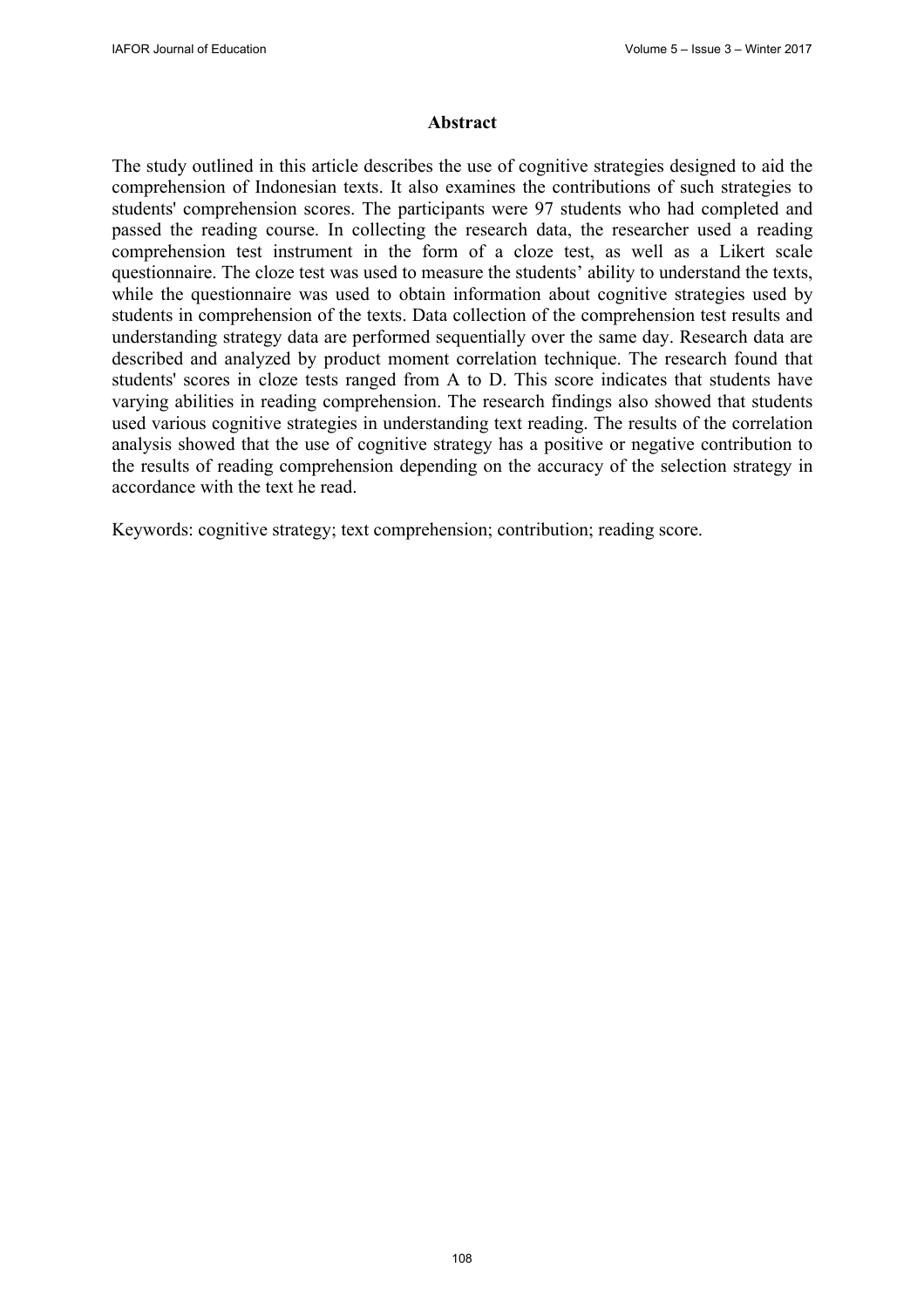## Abstract

The study outlined in this article describes the use of cognitive strategies designed to aid the comprehension of Indonesian texts. It also examines the contributions of such strategies to students' comprehension scores. The participants were 97 students who had completed and passed the reading course. In collecting the research data, the researcher used a reading comprehension test instrument in the form of a cloze test, as well as a Likert scale questionnaire. The cloze test was used to measure the students' ability to understand the texts, while the questionnaire was used to obtain information about cognitive strategies used by students in comprehension of the texts. Data collection of the comprehension test results and understanding strategy data are performed sequentially over the same day. Research data are described and analyzed by product moment correlation technique. The research found that students' scores in cloze tests ranged from A to D. This score indicates that students have varying abilities in reading comprehension. The research findings also showed that students used various cognitive strategies in understanding text reading. The results of the correlation analysis showed that the use of cognitive strategy has a positive or negative contribution to the results of reading comprehension depending on the accuracy of the selection strategy in accordance with the text he read.

Keywords: cognitive strategy; text comprehension; contribution; reading score.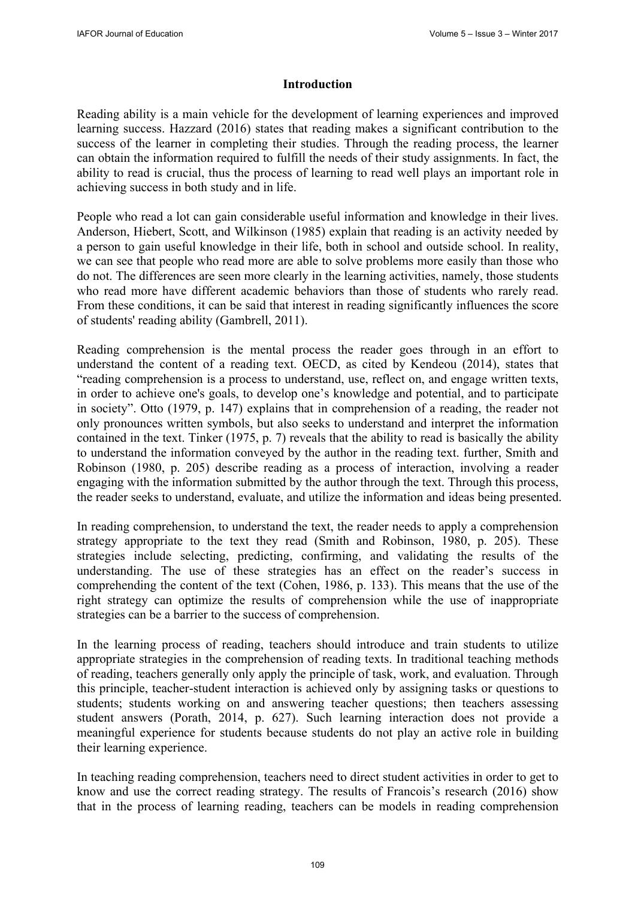## Introduction

Reading ability is a main vehicle for the development of learning experiences and improved learning success. Hazzard (2016) states that reading makes a significant contribution to the success of the learner in completing their studies. Through the reading process, the learner can obtain the information required to fulfill the needs of their study assignments. In fact, the ability to read is crucial, thus the process of learning to read well plays an important role in achieving success in both study and in life.

People who read a lot can gain considerable useful information and knowledge in their lives. Anderson, Hiebert, Scott, and Wilkinson (1985) explain that reading is an activity needed by a person to gain useful knowledge in their life, both in school and outside school. In reality, we can see that people who read more are able to solve problems more easily than those who do not. The differences are seen more clearly in the learning activities, namely, those students who read more have different academic behaviors than those of students who rarely read. From these conditions, it can be said that interest in reading significantly influences the score of students' reading ability (Gambrell, 2011).

Reading comprehension is the mental process the reader goes through in an effort to understand the content of a reading text. OECD, as cited by Kendeou (2014), states that "reading comprehension is a process to understand, use, reflect on, and engage written texts, in order to achieve one's goals, to develop one's knowledge and potential, and to participate in society". Otto (1979, p. 147) explains that in comprehension of a reading, the reader not only pronounces written symbols, but also seeks to understand and interpret the information contained in the text. Tinker (1975, p. 7) reveals that the ability to read is basically the ability to understand the information conveyed by the author in the reading text. further, Smith and Robinson (1980, p. 205) describe reading as a process of interaction, involving a reader engaging with the information submitted by the author through the text. Through this process, the reader seeks to understand, evaluate, and utilize the information and ideas being presented.

In reading comprehension, to understand the text, the reader needs to apply a comprehension strategy appropriate to the text they read (Smith and Robinson, 1980, p. 205). These strategies include selecting, predicting, confirming, and validating the results of the understanding. The use of these strategies has an effect on the reader's success in comprehending the content of the text (Cohen, 1986, p. 133). This means that the use of the right strategy can optimize the results of comprehension while the use of inappropriate strategies can be a barrier to the success of comprehension.

In the learning process of reading, teachers should introduce and train students to utilize appropriate strategies in the comprehension of reading texts. In traditional teaching methods of reading, teachers generally only apply the principle of task, work, and evaluation. Through this principle, teacher-student interaction is achieved only by assigning tasks or questions to students; students working on and answering teacher questions; then teachers assessing student answers (Porath, 2014, p. 627). Such learning interaction does not provide a meaningful experience for students because students do not play an active role in building their learning experience.

In teaching reading comprehension, teachers need to direct student activities in order to get to know and use the correct reading strategy. The results of Francois's research (2016) show that in the process of learning reading, teachers can be models in reading comprehension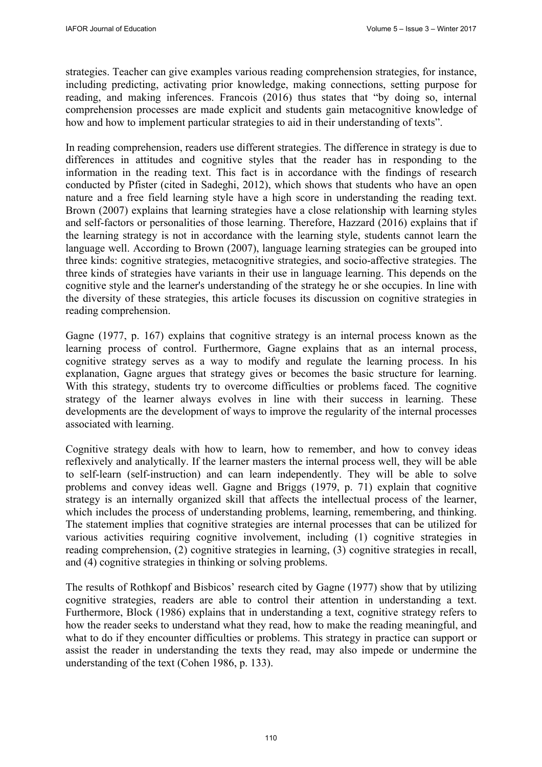strategies. Teacher can give examples various reading comprehension strategies, for instance, including predicting, activating prior knowledge, making connections, setting purpose for reading, and making inferences. Francois (2016) thus states that "by doing so, internal comprehension processes are made explicit and students gain metacognitive knowledge of how and how to implement particular strategies to aid in their understanding of texts".

In reading comprehension, readers use different strategies. The difference in strategy is due to differences in attitudes and cognitive styles that the reader has in responding to the information in the reading text. This fact is in accordance with the findings of research conducted by Pfister (cited in Sadeghi, 2012), which shows that students who have an open nature and a free field learning style have a high score in understanding the reading text. Brown (2007) explains that learning strategies have a close relationship with learning styles and self-factors or personalities of those learning. Therefore, Hazzard (2016) explains that if the learning strategy is not in accordance with the learning style, students cannot learn the language well. According to Brown (2007), language learning strategies can be grouped into three kinds: cognitive strategies, metacognitive strategies, and socio-affective strategies. The three kinds of strategies have variants in their use in language learning. This depends on the cognitive style and the learner's understanding of the strategy he or she occupies. In line with the diversity of these strategies, this article focuses its discussion on cognitive strategies in reading comprehension.

Gagne (1977, p. 167) explains that cognitive strategy is an internal process known as the learning process of control. Furthermore, Gagne explains that as an internal process, cognitive strategy serves as a way to modify and regulate the learning process. In his explanation, Gagne argues that strategy gives or becomes the basic structure for learning. With this strategy, students try to overcome difficulties or problems faced. The cognitive strategy of the learner always evolves in line with their success in learning. These developments are the development of ways to improve the regularity of the internal processes associated with learning.

Cognitive strategy deals with how to learn, how to remember, and how to convey ideas reflexively and analytically. If the learner masters the internal process well, they will be able to self-learn (self-instruction) and can learn independently. They will be able to solve problems and convey ideas well. Gagne and Briggs (1979, p. 71) explain that cognitive strategy is an internally organized skill that affects the intellectual process of the learner, which includes the process of understanding problems, learning, remembering, and thinking. The statement implies that cognitive strategies are internal processes that can be utilized for various activities requiring cognitive involvement, including (1) cognitive strategies in reading comprehension, (2) cognitive strategies in learning, (3) cognitive strategies in recall, and (4) cognitive strategies in thinking or solving problems.

The results of Rothkopf and Bisbicos' research cited by Gagne (1977) show that by utilizing cognitive strategies, readers are able to control their attention in understanding a text. Furthermore, Block (1986) explains that in understanding a text, cognitive strategy refers to how the reader seeks to understand what they read, how to make the reading meaningful, and what to do if they encounter difficulties or problems. This strategy in practice can support or assist the reader in understanding the texts they read, may also impede or undermine the understanding of the text (Cohen 1986, p. 133).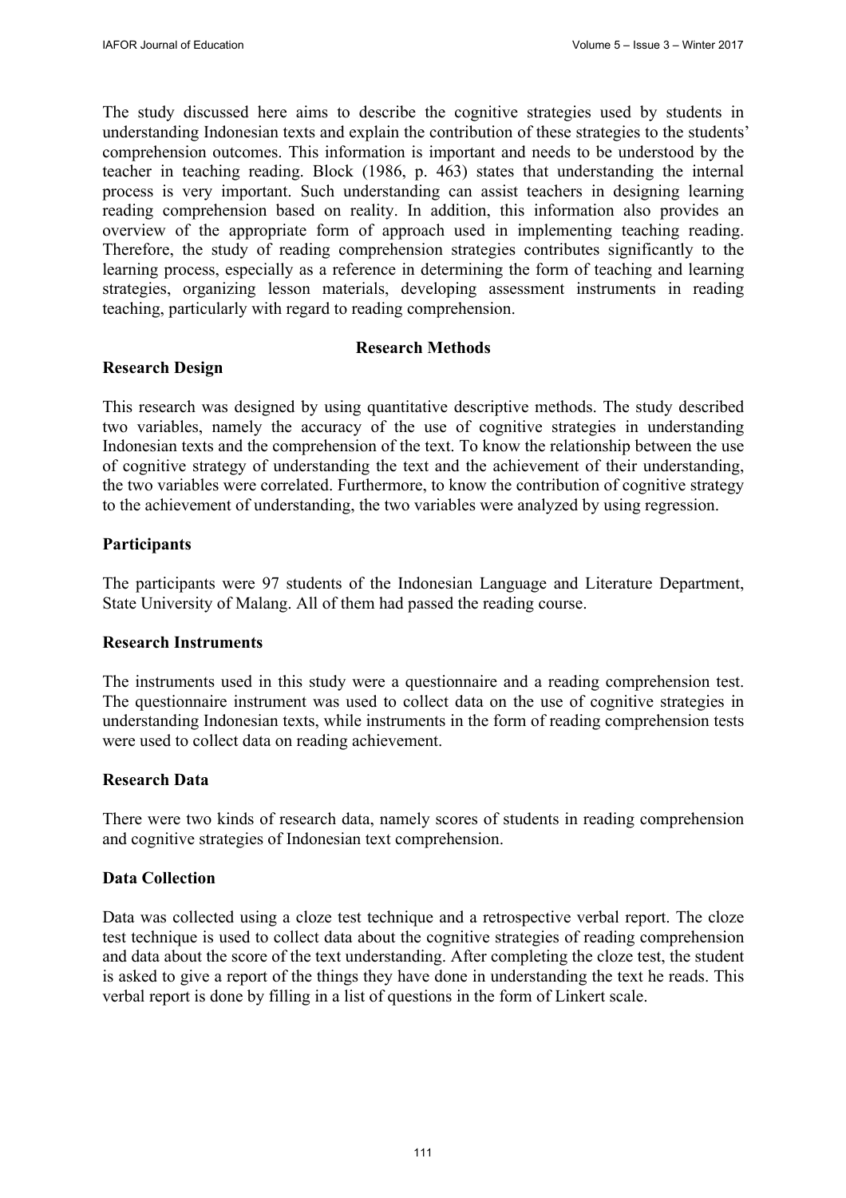The study discussed here aims to describe the cognitive strategies used by students in understanding Indonesian texts and explain the contribution of these strategies to the students' comprehension outcomes. This information is important and needs to be understood by the teacher in teaching reading. Block (1986, p. 463) states that understanding the internal process is very important. Such understanding can assist teachers in designing learning reading comprehension based on reality. In addition, this information also provides an overview of the appropriate form of approach used in implementing teaching reading. Therefore, the study of reading comprehension strategies contributes significantly to the learning process, especially as a reference in determining the form of teaching and learning strategies, organizing lesson materials, developing assessment instruments in reading teaching, particularly with regard to reading comprehension.

## Research Methods

### Research Design

This research was designed by using quantitative descriptive methods. The study described two variables, namely the accuracy of the use of cognitive strategies in understanding Indonesian texts and the comprehension of the text. To know the relationship between the use of cognitive strategy of understanding the text and the achievement of their understanding, the two variables were correlated. Furthermore, to know the contribution of cognitive strategy to the achievement of understanding, the two variables were analyzed by using regression.

### Participants

The participants were 97 students of the Indonesian Language and Literature Department, State University of Malang. All of them had passed the reading course.

### Research Instruments

The instruments used in this study were a questionnaire and a reading comprehension test. The questionnaire instrument was used to collect data on the use of cognitive strategies in understanding Indonesian texts, while instruments in the form of reading comprehension tests were used to collect data on reading achievement.

### Research Data

There were two kinds of research data, namely scores of students in reading comprehension and cognitive strategies of Indonesian text comprehension.

### Data Collection

Data was collected using a cloze test technique and a retrospective verbal report. The cloze test technique is used to collect data about the cognitive strategies of reading comprehension and data about the score of the text understanding. After completing the cloze test, the student is asked to give a report of the things they have done in understanding the text he reads. This verbal report is done by filling in a list of questions in the form of Linkert scale.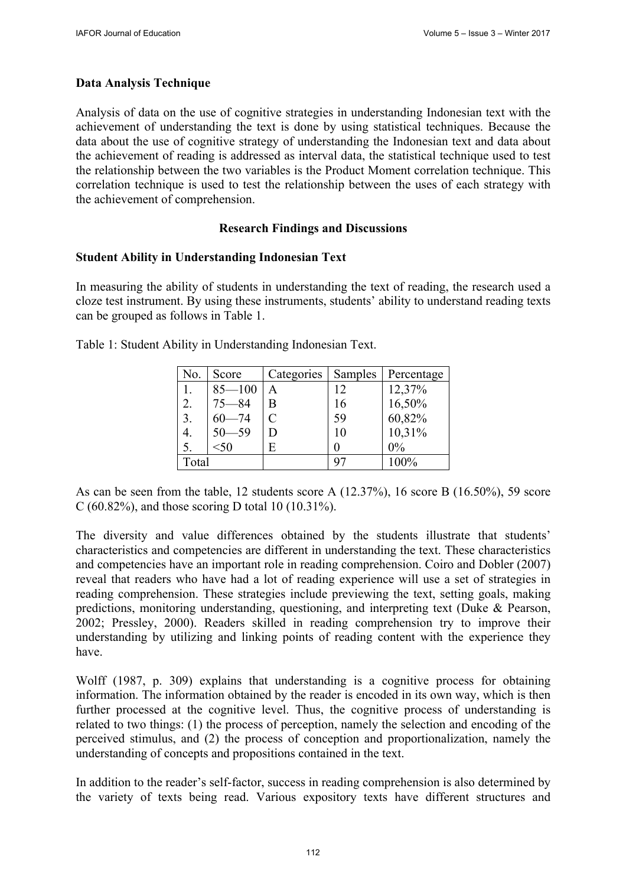### Data Analysis Technique

Analysis of data on the use of cognitive strategies in understanding Indonesian text with the achievement of understanding the text is done by using statistical techniques. Because the data about the use of cognitive strategy of understanding the Indonesian text and data about the achievement of reading is addressed as interval data, the statistical technique used to test the relationship between the two variables is the Product Moment correlation technique. This correlation technique is used to test the relationship between the uses of each strategy with the achievement of comprehension.

## Research Findings and Discussions

### Student Ability in Understanding Indonesian Text

In measuring the ability of students in understanding the text of reading, the research used a cloze test instrument. By using these instruments, students' ability to understand reading texts can be grouped as follows in Table 1.

Table 1: Student Ability in Understanding Indonesian Text.

| No. | Score | Categories | Samples | Percentage |
|---|---|---|---|---|
| 1. | 85—100 | A | 12 | 12,37% |
| 2. | 75—84 | B | 16 | 16,50% |
| 3. | 60—74 | C | 59 | 60,82% |
| 4. | 50—59 | D | 10 | 10,31% |
| 5. | <50 | E | 0 | 0% |
| Total | | | 97 | 100% |

As can be seen from the table, 12 students score A (12.37%), 16 score B (16.50%), 59 score C (60.82%), and those scoring D total 10 (10.31%).

The diversity and value differences obtained by the students illustrate that students' characteristics and competencies are different in understanding the text. These characteristics and competencies have an important role in reading comprehension. Coiro and Dobler (2007) reveal that readers who have had a lot of reading experience will use a set of strategies in reading comprehension. These strategies include previewing the text, setting goals, making predictions, monitoring understanding, questioning, and interpreting text (Duke & Pearson, 2002; Pressley, 2000). Readers skilled in reading comprehension try to improve their understanding by utilizing and linking points of reading content with the experience they have.

Wolff (1987, p. 309) explains that understanding is a cognitive process for obtaining information. The information obtained by the reader is encoded in its own way, which is then further processed at the cognitive level. Thus, the cognitive process of understanding is related to two things: (1) the process of perception, namely the selection and encoding of the perceived stimulus, and (2) the process of conception and proportionalization, namely the understanding of concepts and propositions contained in the text.

In addition to the reader's self-factor, success in reading comprehension is also determined by the variety of texts being read. Various expository texts have different structures and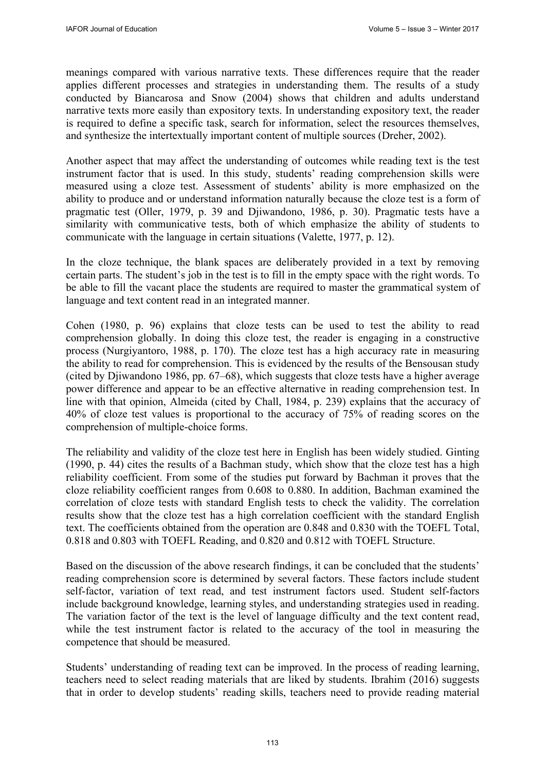meanings compared with various narrative texts. These differences require that the reader applies different processes and strategies in understanding them. The results of a study conducted by Biancarosa and Snow (2004) shows that children and adults understand narrative texts more easily than expository texts. In understanding expository text, the reader is required to define a specific task, search for information, select the resources themselves, and synthesize the intertextually important content of multiple sources (Dreher, 2002).

Another aspect that may affect the understanding of outcomes while reading text is the test instrument factor that is used. In this study, students' reading comprehension skills were measured using a cloze test. Assessment of students' ability is more emphasized on the ability to produce and or understand information naturally because the cloze test is a form of pragmatic test (Oller, 1979, p. 39 and Djiwandono, 1986, p. 30). Pragmatic tests have a similarity with communicative tests, both of which emphasize the ability of students to communicate with the language in certain situations (Valette, 1977, p. 12).

In the cloze technique, the blank spaces are deliberately provided in a text by removing certain parts. The student's job in the test is to fill in the empty space with the right words. To be able to fill the vacant place the students are required to master the grammatical system of language and text content read in an integrated manner.

Cohen (1980, p. 96) explains that cloze tests can be used to test the ability to read comprehension globally. In doing this cloze test, the reader is engaging in a constructive process (Nurgiyantoro, 1988, p. 170). The cloze test has a high accuracy rate in measuring the ability to read for comprehension. This is evidenced by the results of the Bensousan study (cited by Djiwandono 1986, pp. 67–68), which suggests that cloze tests have a higher average power difference and appear to be an effective alternative in reading comprehension test. In line with that opinion, Almeida (cited by Chall, 1984, p. 239) explains that the accuracy of 40% of cloze test values is proportional to the accuracy of 75% of reading scores on the comprehension of multiple-choice forms.

The reliability and validity of the cloze test here in English has been widely studied. Ginting (1990, p. 44) cites the results of a Bachman study, which show that the cloze test has a high reliability coefficient. From some of the studies put forward by Bachman it proves that the cloze reliability coefficient ranges from 0.608 to 0.880. In addition, Bachman examined the correlation of cloze tests with standard English tests to check the validity. The correlation results show that the cloze test has a high correlation coefficient with the standard English text. The coefficients obtained from the operation are 0.848 and 0.830 with the TOEFL Total, 0.818 and 0.803 with TOEFL Reading, and 0.820 and 0.812 with TOEFL Structure.

Based on the discussion of the above research findings, it can be concluded that the students' reading comprehension score is determined by several factors. These factors include student self-factor, variation of text read, and test instrument factors used. Student self-factors include background knowledge, learning styles, and understanding strategies used in reading. The variation factor of the text is the level of language difficulty and the text content read, while the test instrument factor is related to the accuracy of the tool in measuring the competence that should be measured.

Students' understanding of reading text can be improved. In the process of reading learning, teachers need to select reading materials that are liked by students. Ibrahim (2016) suggests that in order to develop students' reading skills, teachers need to provide reading material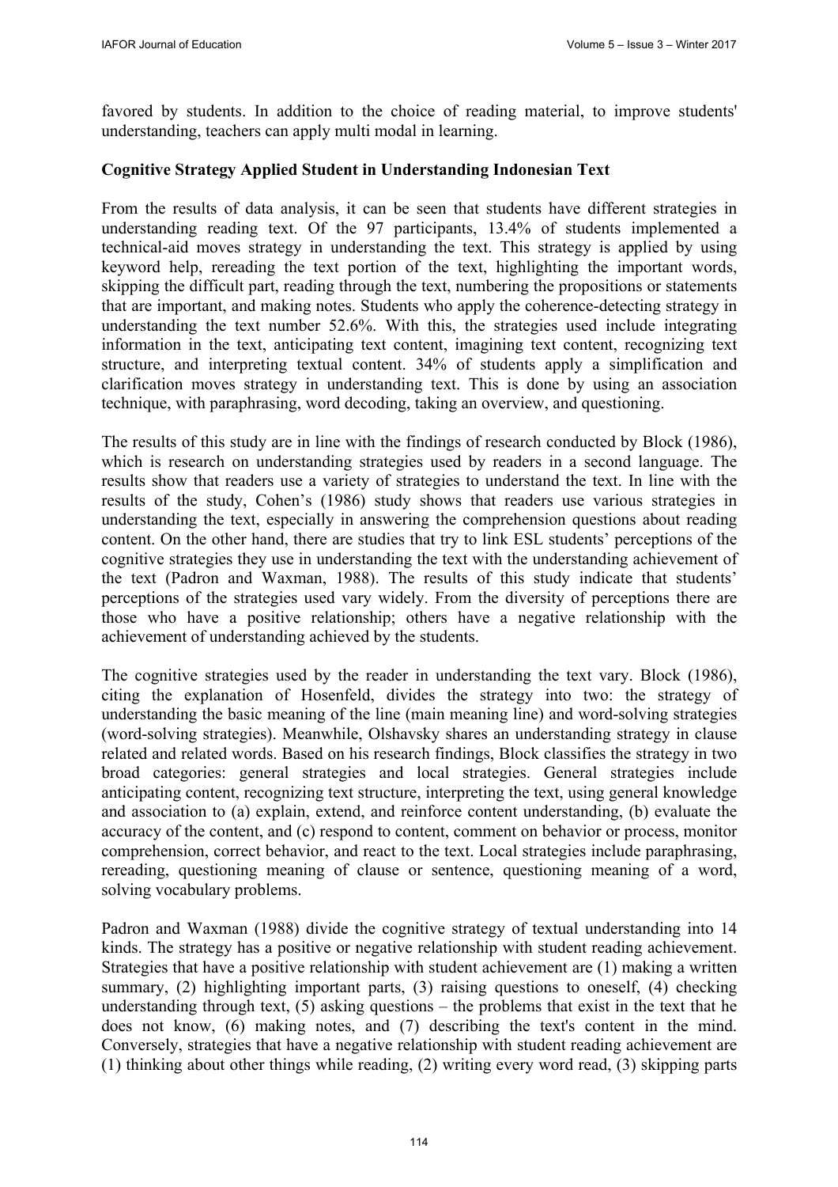favored by students. In addition to the choice of reading material, to improve students' understanding, teachers can apply multi modal in learning.

**Cognitive Strategy Applied Student in Understanding Indonesian Text**

From the results of data analysis, it can be seen that students have different strategies in understanding reading text. Of the 97 participants, 13.4% of students implemented a technical-aid moves strategy in understanding the text. This strategy is applied by using keyword help, rereading the text portion of the text, highlighting the important words, skipping the difficult part, reading through the text, numbering the propositions or statements that are important, and making notes. Students who apply the coherence-detecting strategy in understanding the text number 52.6%. With this, the strategies used include integrating information in the text, anticipating text content, imagining text content, recognizing text structure, and interpreting textual content. 34% of students apply a simplification and clarification moves strategy in understanding text. This is done by using an association technique, with paraphrasing, word decoding, taking an overview, and questioning.

The results of this study are in line with the findings of research conducted by Block (1986), which is research on understanding strategies used by readers in a second language. The results show that readers use a variety of strategies to understand the text. In line with the results of the study, Cohen's (1986) study shows that readers use various strategies in understanding the text, especially in answering the comprehension questions about reading content. On the other hand, there are studies that try to link ESL students' perceptions of the cognitive strategies they use in understanding the text with the understanding achievement of the text (Padron and Waxman, 1988). The results of this study indicate that students' perceptions of the strategies used vary widely. From the diversity of perceptions there are those who have a positive relationship; others have a negative relationship with the achievement of understanding achieved by the students.

The cognitive strategies used by the reader in understanding the text vary. Block (1986), citing the explanation of Hosenfeld, divides the strategy into two: the strategy of understanding the basic meaning of the line (main meaning line) and word-solving strategies (word-solving strategies). Meanwhile, Olshavsky shares an understanding strategy in clause related and related words. Based on his research findings, Block classifies the strategy in two broad categories: general strategies and local strategies. General strategies include anticipating content, recognizing text structure, interpreting the text, using general knowledge and association to (a) explain, extend, and reinforce content understanding, (b) evaluate the accuracy of the content, and (c) respond to content, comment on behavior or process, monitor comprehension, correct behavior, and react to the text. Local strategies include paraphrasing, rereading, questioning meaning of clause or sentence, questioning meaning of a word, solving vocabulary problems.

Padron and Waxman (1988) divide the cognitive strategy of textual understanding into 14 kinds. The strategy has a positive or negative relationship with student reading achievement. Strategies that have a positive relationship with student achievement are (1) making a written summary, (2) highlighting important parts, (3) raising questions to oneself, (4) checking understanding through text, (5) asking questions – the problems that exist in the text that he does not know, (6) making notes, and (7) describing the text's content in the mind. Conversely, strategies that have a negative relationship with student reading achievement are (1) thinking about other things while reading, (2) writing every word read, (3) skipping parts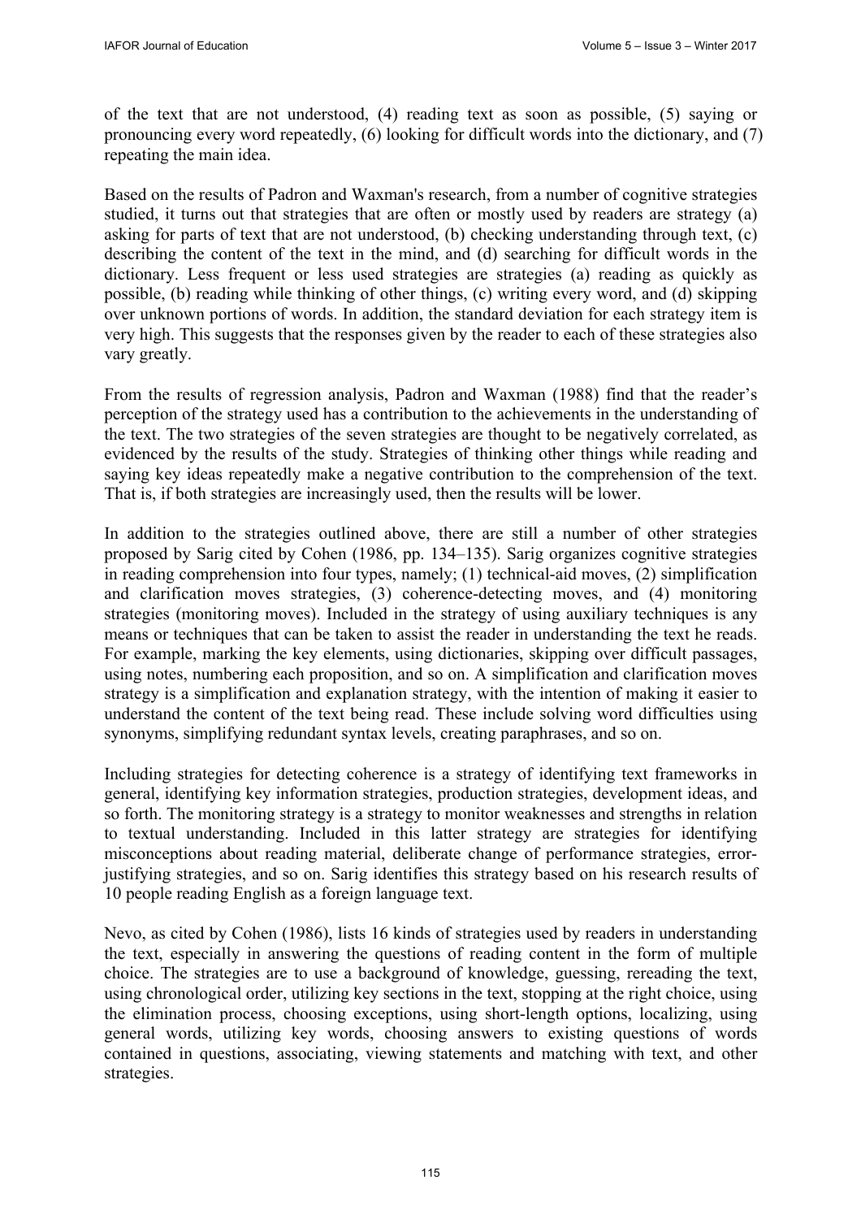of the text that are not understood, (4) reading text as soon as possible, (5) saying or pronouncing every word repeatedly, (6) looking for difficult words into the dictionary, and (7) repeating the main idea.

Based on the results of Padron and Waxman's research, from a number of cognitive strategies studied, it turns out that strategies that are often or mostly used by readers are strategy (a) asking for parts of text that are not understood, (b) checking understanding through text, (c) describing the content of the text in the mind, and (d) searching for difficult words in the dictionary. Less frequent or less used strategies are strategies (a) reading as quickly as possible, (b) reading while thinking of other things, (c) writing every word, and (d) skipping over unknown portions of words. In addition, the standard deviation for each strategy item is very high. This suggests that the responses given by the reader to each of these strategies also vary greatly.

From the results of regression analysis, Padron and Waxman (1988) find that the reader's perception of the strategy used has a contribution to the achievements in the understanding of the text. The two strategies of the seven strategies are thought to be negatively correlated, as evidenced by the results of the study. Strategies of thinking other things while reading and saying key ideas repeatedly make a negative contribution to the comprehension of the text. That is, if both strategies are increasingly used, then the results will be lower.

In addition to the strategies outlined above, there are still a number of other strategies proposed by Sarig cited by Cohen (1986, pp. 134–135). Sarig organizes cognitive strategies in reading comprehension into four types, namely; (1) technical-aid moves, (2) simplification and clarification moves strategies, (3) coherence-detecting moves, and (4) monitoring strategies (monitoring moves). Included in the strategy of using auxiliary techniques is any means or techniques that can be taken to assist the reader in understanding the text he reads. For example, marking the key elements, using dictionaries, skipping over difficult passages, using notes, numbering each proposition, and so on. A simplification and clarification moves strategy is a simplification and explanation strategy, with the intention of making it easier to understand the content of the text being read. These include solving word difficulties using synonyms, simplifying redundant syntax levels, creating paraphrases, and so on.

Including strategies for detecting coherence is a strategy of identifying text frameworks in general, identifying key information strategies, production strategies, development ideas, and so forth. The monitoring strategy is a strategy to monitor weaknesses and strengths in relation to textual understanding. Included in this latter strategy are strategies for identifying misconceptions about reading material, deliberate change of performance strategies, error-justifying strategies, and so on. Sarig identifies this strategy based on his research results of 10 people reading English as a foreign language text.

Nevo, as cited by Cohen (1986), lists 16 kinds of strategies used by readers in understanding the text, especially in answering the questions of reading content in the form of multiple choice. The strategies are to use a background of knowledge, guessing, rereading the text, using chronological order, utilizing key sections in the text, stopping at the right choice, using the elimination process, choosing exceptions, using short-length options, localizing, using general words, utilizing key words, choosing answers to existing questions of words contained in questions, associating, viewing statements and matching with text, and other strategies.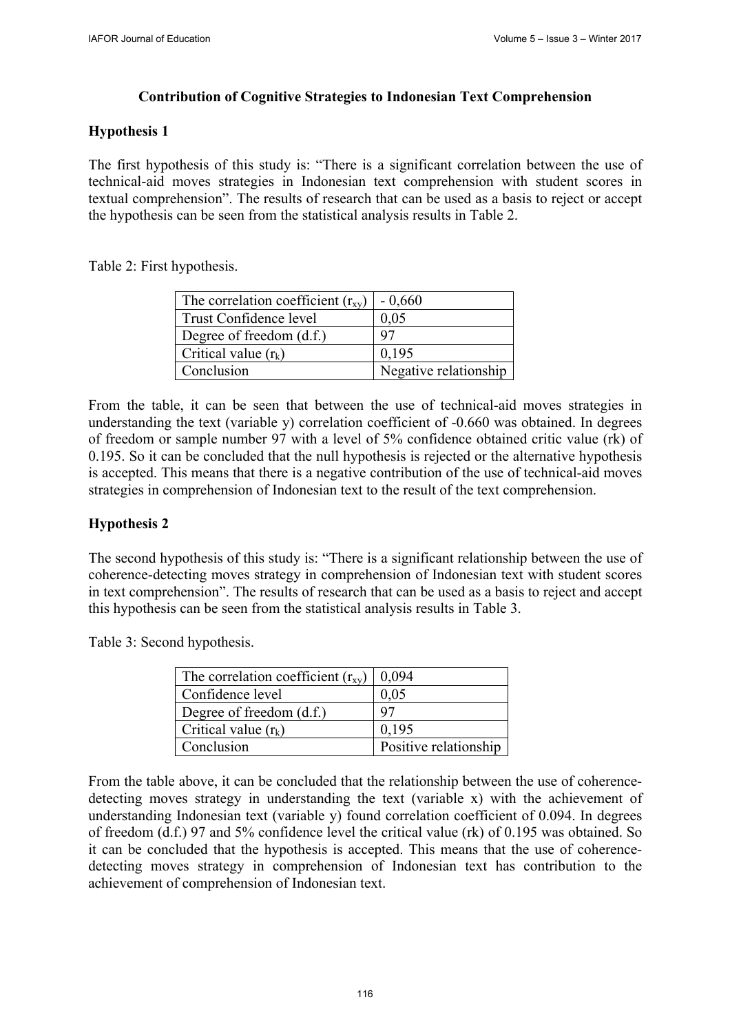## Contribution of Cognitive Strategies to Indonesian Text Comprehension

### Hypothesis 1

The first hypothesis of this study is: "There is a significant correlation between the use of technical-aid moves strategies in Indonesian text comprehension with student scores in textual comprehension". The results of research that can be used as a basis to reject or accept the hypothesis can be seen from the statistical analysis results in Table 2.

Table 2: First hypothesis.

| | |
|---|---|
| The correlation coefficient ($r_{xy}$) | - 0,660 |
| Trust Confidence level | 0,05 |
| Degree of freedom (d.f.) | 97 |
| Critical value ($r_k$) | 0,195 |
| Conclusion | Negative relationship |

From the table, it can be seen that between the use of technical-aid moves strategies in understanding the text (variable y) correlation coefficient of -0.660 was obtained. In degrees of freedom or sample number 97 with a level of 5% confidence obtained critic value (rk) of 0.195. So it can be concluded that the null hypothesis is rejected or the alternative hypothesis is accepted. This means that there is a negative contribution of the use of technical-aid moves strategies in comprehension of Indonesian text to the result of the text comprehension.

### Hypothesis 2

The second hypothesis of this study is: "There is a significant relationship between the use of coherence-detecting moves strategy in comprehension of Indonesian text with student scores in text comprehension". The results of research that can be used as a basis to reject and accept this hypothesis can be seen from the statistical analysis results in Table 3.

Table 3: Second hypothesis.

| | |
|---|---|
| The correlation coefficient ($r_{xy}$) | 0,094 |
| Confidence level | 0,05 |
| Degree of freedom (d.f.) | 97 |
| Critical value ($r_k$) | 0,195 |
| Conclusion | Positive relationship |

From the table above, it can be concluded that the relationship between the use of coherence-detecting moves strategy in understanding the text (variable x) with the achievement of understanding Indonesian text (variable y) found correlation coefficient of 0.094. In degrees of freedom (d.f.) 97 and 5% confidence level the critical value (rk) of 0.195 was obtained. So it can be concluded that the hypothesis is accepted. This means that the use of coherence-detecting moves strategy in comprehension of Indonesian text has contribution to the achievement of comprehension of Indonesian text.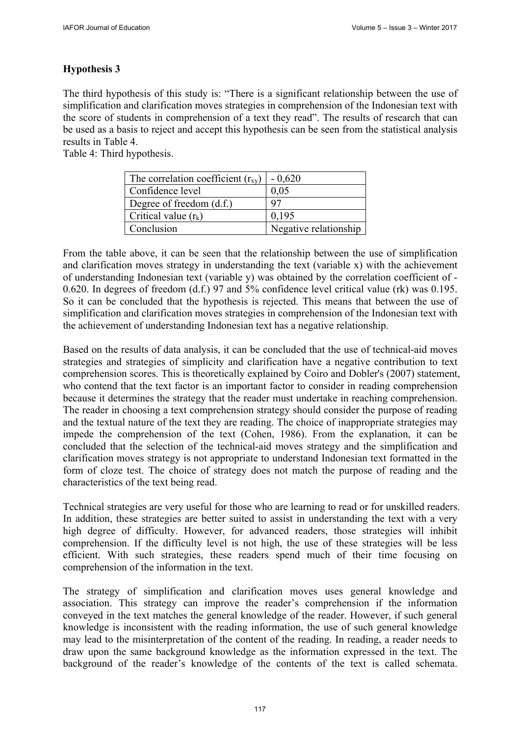**Hypothesis 3**

The third hypothesis of this study is: "There is a significant relationship between the use of simplification and clarification moves strategies in comprehension of the Indonesian text with the score of students in comprehension of a text they read". The results of research that can be used as a basis to reject and accept this hypothesis can be seen from the statistical analysis results in Table 4.

Table 4: Third hypothesis.

| The correlation coefficient ($r_{xy}$) | - 0,620 |
|---|---|
| Confidence level | 0,05 |
| Degree of freedom (d.f.) | 97 |
| Critical value ($r_k$) | 0,195 |
| Conclusion | Negative relationship |

From the table above, it can be seen that the relationship between the use of simplification and clarification moves strategy in understanding the text (variable x) with the achievement of understanding Indonesian text (variable y) was obtained by the correlation coefficient of - 0.620. In degrees of freedom (d.f.) 97 and 5% confidence level critical value (rk) was 0.195. So it can be concluded that the hypothesis is rejected. This means that between the use of simplification and clarification moves strategies in comprehension of the Indonesian text with the achievement of understanding Indonesian text has a negative relationship.

Based on the results of data analysis, it can be concluded that the use of technical-aid moves strategies and strategies of simplicity and clarification have a negative contribution to text comprehension scores. This is theoretically explained by Coiro and Dobler's (2007) statement, who contend that the text factor is an important factor to consider in reading comprehension because it determines the strategy that the reader must undertake in reaching comprehension. The reader in choosing a text comprehension strategy should consider the purpose of reading and the textual nature of the text they are reading. The choice of inappropriate strategies may impede the comprehension of the text (Cohen, 1986). From the explanation, it can be concluded that the selection of the technical-aid moves strategy and the simplification and clarification moves strategy is not appropriate to understand Indonesian text formatted in the form of cloze test. The choice of strategy does not match the purpose of reading and the characteristics of the text being read.

Technical strategies are very useful for those who are learning to read or for unskilled readers. In addition, these strategies are better suited to assist in understanding the text with a very high degree of difficulty. However, for advanced readers, those strategies will inhibit comprehension. If the difficulty level is not high, the use of these strategies will be less efficient. With such strategies, these readers spend much of their time focusing on comprehension of the information in the text.

The strategy of simplification and clarification moves uses general knowledge and association. This strategy can improve the reader's comprehension if the information conveyed in the text matches the general knowledge of the reader. However, if such general knowledge is inconsistent with the reading information, the use of such general knowledge may lead to the misinterpretation of the content of the reading. In reading, a reader needs to draw upon the same background knowledge as the information expressed in the text. The background of the reader's knowledge of the contents of the text is called schemata.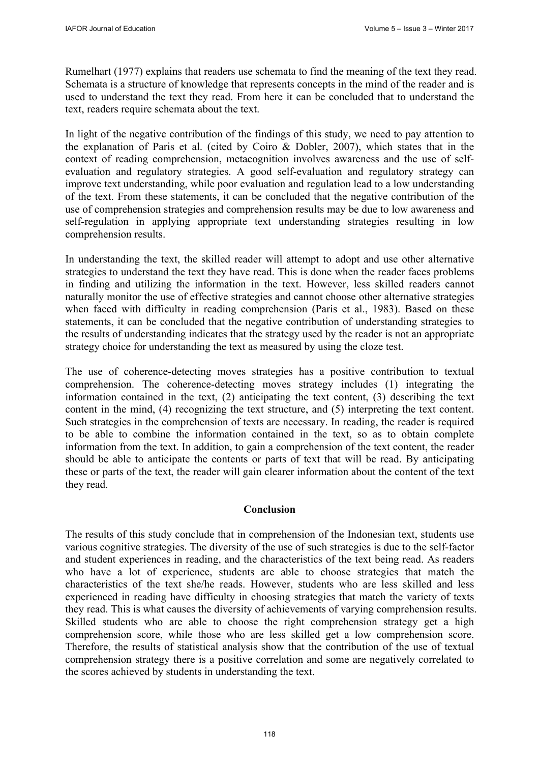Rumelhart (1977) explains that readers use schemata to find the meaning of the text they read. Schemata is a structure of knowledge that represents concepts in the mind of the reader and is used to understand the text they read. From here it can be concluded that to understand the text, readers require schemata about the text.

In light of the negative contribution of the findings of this study, we need to pay attention to the explanation of Paris et al. (cited by Coiro & Dobler, 2007), which states that in the context of reading comprehension, metacognition involves awareness and the use of self-evaluation and regulatory strategies. A good self-evaluation and regulatory strategy can improve text understanding, while poor evaluation and regulation lead to a low understanding of the text. From these statements, it can be concluded that the negative contribution of the use of comprehension strategies and comprehension results may be due to low awareness and self-regulation in applying appropriate text understanding strategies resulting in low comprehension results.

In understanding the text, the skilled reader will attempt to adopt and use other alternative strategies to understand the text they have read. This is done when the reader faces problems in finding and utilizing the information in the text. However, less skilled readers cannot naturally monitor the use of effective strategies and cannot choose other alternative strategies when faced with difficulty in reading comprehension (Paris et al., 1983). Based on these statements, it can be concluded that the negative contribution of understanding strategies to the results of understanding indicates that the strategy used by the reader is not an appropriate strategy choice for understanding the text as measured by using the cloze test.

The use of coherence-detecting moves strategies has a positive contribution to textual comprehension. The coherence-detecting moves strategy includes (1) integrating the information contained in the text, (2) anticipating the text content, (3) describing the text content in the mind, (4) recognizing the text structure, and (5) interpreting the text content. Such strategies in the comprehension of texts are necessary. In reading, the reader is required to be able to combine the information contained in the text, so as to obtain complete information from the text. In addition, to gain a comprehension of the text content, the reader should be able to anticipate the contents or parts of text that will be read. By anticipating these or parts of the text, the reader will gain clearer information about the content of the text they read.

## Conclusion

The results of this study conclude that in comprehension of the Indonesian text, students use various cognitive strategies. The diversity of the use of such strategies is due to the self-factor and student experiences in reading, and the characteristics of the text being read. As readers who have a lot of experience, students are able to choose strategies that match the characteristics of the text she/he reads. However, students who are less skilled and less experienced in reading have difficulty in choosing strategies that match the variety of texts they read. This is what causes the diversity of achievements of varying comprehension results. Skilled students who are able to choose the right comprehension strategy get a high comprehension score, while those who are less skilled get a low comprehension score. Therefore, the results of statistical analysis show that the contribution of the use of textual comprehension strategy there is a positive correlation and some are negatively correlated to the scores achieved by students in understanding the text.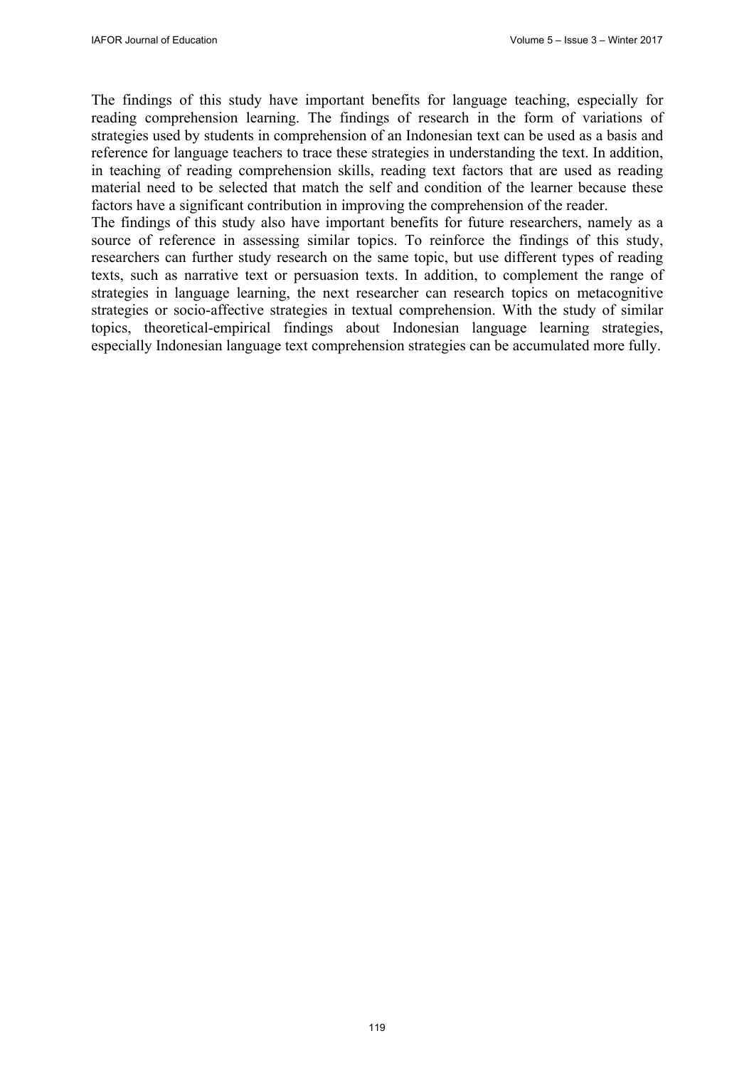The findings of this study have important benefits for language teaching, especially for reading comprehension learning. The findings of research in the form of variations of strategies used by students in comprehension of an Indonesian text can be used as a basis and reference for language teachers to trace these strategies in understanding the text. In addition, in teaching of reading comprehension skills, reading text factors that are used as reading material need to be selected that match the self and condition of the learner because these factors have a significant contribution in improving the comprehension of the reader.

The findings of this study also have important benefits for future researchers, namely as a source of reference in assessing similar topics. To reinforce the findings of this study, researchers can further study research on the same topic, but use different types of reading texts, such as narrative text or persuasion texts. In addition, to complement the range of strategies in language learning, the next researcher can research topics on metacognitive strategies or socio-affective strategies in textual comprehension. With the study of similar topics, theoretical-empirical findings about Indonesian language learning strategies, especially Indonesian language text comprehension strategies can be accumulated more fully.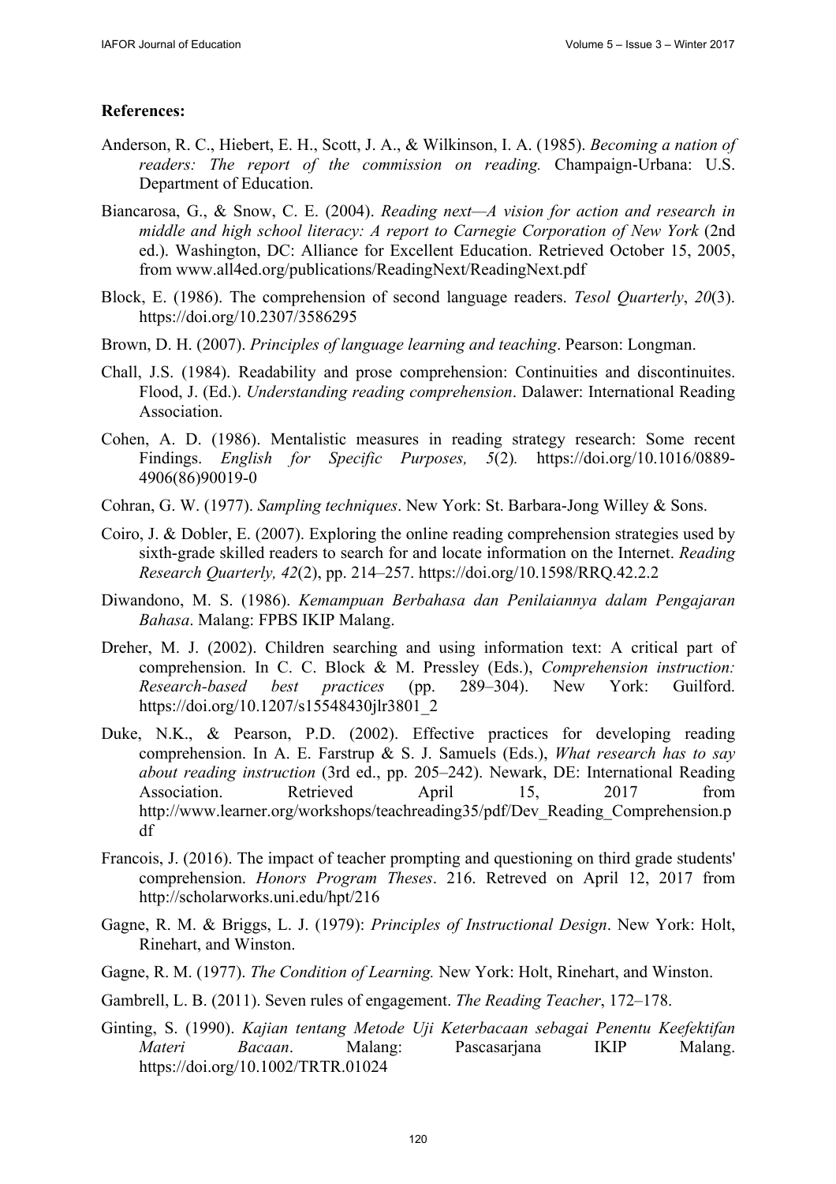**References:**

Anderson, R. C., Hiebert, E. H., Scott, J. A., & Wilkinson, I. A. (1985). *Becoming a nation of readers: The report of the commission on reading.* Champaign-Urbana: U.S. Department of Education.

Biancarosa, G., & Snow, C. E. (2004). *Reading next—A vision for action and research in middle and high school literacy: A report to Carnegie Corporation of New York* (2nd ed.). Washington, DC: Alliance for Excellent Education. Retrieved October 15, 2005, from www.all4ed.org/publications/ReadingNext/ReadingNext.pdf

Block, E. (1986). The comprehension of second language readers. *Tesol Quarterly*, *20*(3). https://doi.org/10.2307/3586295

Brown, D. H. (2007). *Principles of language learning and teaching*. Pearson: Longman.

Chall, J.S. (1984). Readability and prose comprehension: Continuities and discontinuites. Flood, J. (Ed.). *Understanding reading comprehension*. Dalawer: International Reading Association.

Cohen, A. D. (1986). Mentalistic measures in reading strategy research: Some recent Findings. *English for Specific Purposes, 5*(2). https://doi.org/10.1016/0889-4906(86)90019-0

Cohran, G. W. (1977). *Sampling techniques*. New York: St. Barbara-Jong Willey & Sons.

Coiro, J. & Dobler, E. (2007). Exploring the online reading comprehension strategies used by sixth-grade skilled readers to search for and locate information on the Internet. *Reading Research Quarterly, 42*(2), pp. 214–257. https://doi.org/10.1598/RRQ.42.2.2

Diwandono, M. S. (1986). *Kemampuan Berbahasa dan Penilaiannya dalam Pengajaran Bahasa*. Malang: FPBS IKIP Malang.

Dreher, M. J. (2002). Children searching and using information text: A critical part of comprehension. In C. C. Block & M. Pressley (Eds.), *Comprehension instruction: Research-based best practices* (pp. 289–304). New York: Guilford. https://doi.org/10.1207/s15548430jlr3801_2

Duke, N.K., & Pearson, P.D. (2002). Effective practices for developing reading comprehension. In A. E. Farstrup & S. J. Samuels (Eds.), *What research has to say about reading instruction* (3rd ed., pp. 205–242). Newark, DE: International Reading Association. Retrieved April 15, 2017 from http://www.learner.org/workshops/teachreading35/pdf/Dev_Reading_Comprehension.pdf

Francois, J. (2016). The impact of teacher prompting and questioning on third grade students' comprehension. *Honors Program Theses*. 216. Retreved on April 12, 2017 from http://scholarworks.uni.edu/hpt/216

Gagne, R. M. & Briggs, L. J. (1979): *Principles of Instructional Design*. New York: Holt, Rinehart, and Winston.

Gagne, R. M. (1977). *The Condition of Learning.* New York: Holt, Rinehart, and Winston.

Gambrell, L. B. (2011). Seven rules of engagement. *The Reading Teacher*, 172–178.

Ginting, S. (1990). *Kajian tentang Metode Uji Keterbacaan sebagai Penentu Keefektifan Materi Bacaan*. Malang: Pascasarjana IKIP Malang. https://doi.org/10.1002/TRTR.01024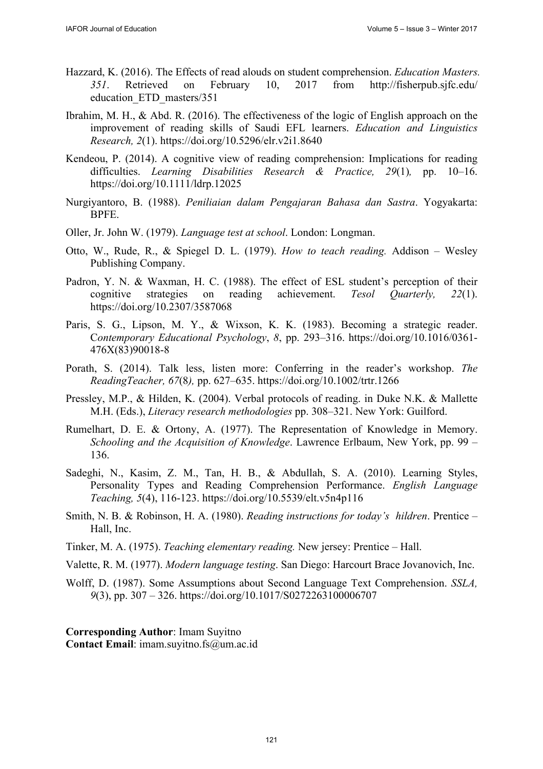Hazzard, K. (2016). The Effects of read alouds on student comprehension. *Education Masters. 351*. Retrieved on February 10, 2017 from http://fisherpub.sjfc.edu/ education_ETD_masters/351

Ibrahim, M. H., & Abd. R. (2016). The effectiveness of the logic of English approach on the improvement of reading skills of Saudi EFL learners. *Education and Linguistics Research, 2*(1). https://doi.org/10.5296/elr.v2i1.8640

Kendeou, P. (2014). A cognitive view of reading comprehension: Implications for reading difficulties. *Learning Disabilities Research & Practice, 29*(1)*,* pp. 10–16. https://doi.org/10.1111/ldrp.12025

Nurgiyantoro, B. (1988). *Peniliaian dalam Pengajaran Bahasa dan Sastra*. Yogyakarta: BPFE.

Oller, Jr. John W. (1979). *Language test at school*. London: Longman.

Otto, W., Rude, R., & Spiegel D. L. (1979). *How to teach reading.* Addison – Wesley Publishing Company.

Padron, Y. N. & Waxman, H. C. (1988). The effect of ESL student's perception of their cognitive strategies on reading achievement. *Tesol Quarterly, 22*(1). https://doi.org/10.2307/3587068

Paris, S. G., Lipson, M. Y., & Wixson, K. K. (1983). Becoming a strategic reader. C*ontemporary Educational Psychology*, *8*, pp. 293–316. https://doi.org/10.1016/0361-476X(83)90018-8

Porath, S. (2014). Talk less, listen more: Conferring in the reader's workshop. *The ReadingTeacher, 67*(8*),* pp. 627–635. https://doi.org/10.1002/trtr.1266

Pressley, M.P., & Hilden, K. (2004). Verbal protocols of reading. in Duke N.K. & Mallette M.H. (Eds.), *Literacy research methodologies* pp. 308–321. New York: Guilford.

Rumelhart, D. E. & Ortony, A. (1977). The Representation of Knowledge in Memory. *Schooling and the Acquisition of Knowledge*. Lawrence Erlbaum, New York, pp. 99 – 136.

Sadeghi, N., Kasim, Z. M., Tan, H. B., & Abdullah, S. A. (2010). Learning Styles, Personality Types and Reading Comprehension Performance. *English Language Teaching, 5*(4), 116-123. https://doi.org/10.5539/elt.v5n4p116

Smith, N. B. & Robinson, H. A. (1980). *Reading instructions for today's hildren*. Prentice – Hall, Inc.

Tinker, M. A. (1975). *Teaching elementary reading.* New jersey: Prentice – Hall.

Valette, R. M. (1977). *Modern language testing*. San Diego: Harcourt Brace Jovanovich, Inc.

Wolff, D. (1987). Some Assumptions about Second Language Text Comprehension. *SSLA, 9*(3), pp. 307 – 326. https://doi.org/10.1017/S0272263100006707

**Corresponding Author**: Imam Suyitno
**Contact Email**: imam.suyitno.fs@um.ac.id